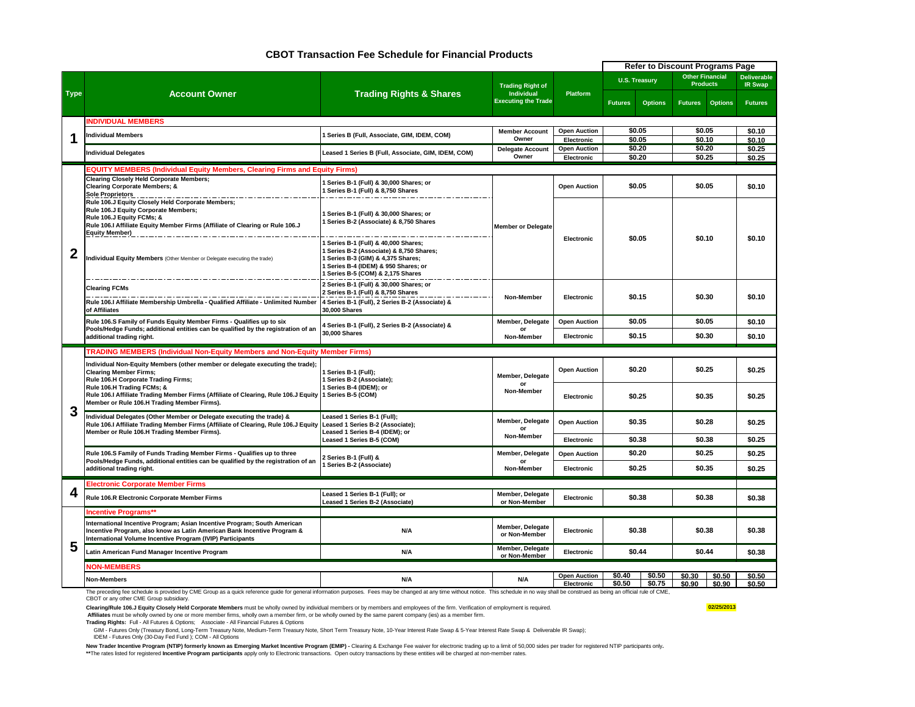# CBOT Transaction Fee Schedule for Financial Products

| Type | Account Owner | Trading Rights & Shares | Trading Right of Individual Executing the Trade | Platform | U.S. Treasury Futures | U.S. Treasury Options | Other Financial Products Futures | Other Financial Products Options | Deliverable IR Swap Futures |
|---|---|---|---|---|---|---|---|---|---|
| | | | | | Refer to Discount Programs Page | | | | |
| | **INDIVIDUAL MEMBERS** | | | | | | | | |
| 1 | Individual Members | 1 Series B (Full, Associate, GIM, IDEM, COM) | Member Account Owner | Open Auction | $0.05 | | $0.05 | | $0.10 |
| | | | | Electronic | $0.05 | | $0.10 | | $0.10 |
| | Individual Delegates | Leased 1 Series B (Full, Associate, GIM, IDEM, COM) | Delegate Account Owner | Open Auction | $0.20 | | $0.20 | | $0.25 |
| | | | | Electronic | $0.20 | | $0.25 | | $0.25 |
| | **EQUITY MEMBERS (Individual Equity Members, Clearing Firms and Equity Firms)** | | | | | | | | |
| 2 | Clearing Closely Held Corporate Members; Clearing Corporate Members; & Sole Proprietors | 1 Series B-1 (Full) & 30,000 Shares; or 1 Series B-1 (Full) & 8,750 Shares | Member or Delegate | Open Auction | $0.05 | | $0.05 | | $0.10 |
| | Rule 106.J Equity Closely Held Corporate Members; Rule 106.J Equity Corporate Members; Rule 106.J Equity FCMs; & Rule 106.I Affiliate Equity Member Firms (Affiliate of Clearing or Rule 106.J Equity Member) | 1 Series B-1 (Full) & 30,000 Shares; or 1 Series B-2 (Associate) & 8,750 Shares | Member or Delegate | Electronic | $0.05 | | $0.10 | | $0.10 |
| | Individual Equity Members (Other Member or Delegate executing the trade) | 1 Series B-1 (Full) & 40,000 Shares; 1 Series B-2 (Associate) & 8,750 Shares; 1 Series B-3 (GIM) & 4,375 Shares; 1 Series B-4 (IDEM) & 950 Shares; or 1 Series B-5 (COM) & 2,175 Shares | Member or Delegate | Electronic | $0.05 | | $0.10 | | $0.10 |
| | Clearing FCMs | 2 Series B-1 (Full) & 30,000 Shares; or 2 Series B-1 (Full) & 8,750 Shares | Non-Member | Electronic | $0.15 | | $0.30 | | $0.10 |
| | Rule 106.I Affiliate Membership Umbrella - Qualified Affiliate - Unlimited Number of Affiliates | 4 Series B-1 (Full), 2 Series B-2 (Associate) & 30,000 Shares | Non-Member | Electronic | $0.15 | | $0.30 | | $0.10 |
| | Rule 106.S Family of Funds Equity Member Firms - Qualifies up to six Pools/Hedge Funds; additional entities can be qualified by the registration of an additional trading right. | 4 Series B-1 (Full), 2 Series B-2 (Associate) & 30,000 Shares | Member, Delegate or Non-Member | Open Auction | $0.05 | | $0.05 | | $0.10 |
| | | | | Electronic | $0.15 | | $0.30 | | $0.10 |
| | **TRADING MEMBERS (Individual Non-Equity Members and Non-Equity Member Firms)** | | | | | | | | |
| 3 | Individual Non-Equity Members (other member or delegate executing the trade); Clearing Member Firms; Rule 106.H Corporate Trading Firms; Rule 106.H Trading FCMs; & Rule 106.I Affiliate Trading Member Firms (Affiliate of Clearing, Rule 106.J Equity Member or Rule 106.H Trading Member Firms). | 1 Series B-1 (Full); 1 Series B-2 (Associate); 1 Series B-4 (IDEM); or 1 Series B-5 (COM) | Member, Delegate or Non-Member | Open Auction | $0.20 | | $0.25 | | $0.25 |
| | | | | Electronic | $0.25 | | $0.35 | | $0.25 |
| | Individual Delegates (Other Member or Delegate executing the trade) & Rule 106.I Affiliate Trading Member Firms (Affiliate of Clearing, Rule 106.J Equity Member or Rule 106.H Trading Member Firms). | Leased 1 Series B-1 (Full); Leased 1 Series B-2 (Associate); Leased 1 Series B-4 (IDEM); or Leased 1 Series B-5 (COM) | Member, Delegate or Non-Member | Open Auction | $0.35 | | $0.28 | | $0.25 |
| | | | | Electronic | $0.38 | | $0.38 | | $0.25 |
| | Rule 106.S Family of Funds Trading Member Firms - Qualifies up to three Pools/Hedge Funds, additional entities can be qualified by the registration of an additional trading right. | 2 Series B-1 (Full) & 1 Series B-2 (Associate) | Member, Delegate or Non-Member | Open Auction | $0.20 | | $0.25 | | $0.25 |
| | | | | Electronic | $0.25 | | $0.35 | | $0.25 |
| | **Electronic Corporate Member Firms** | | | | | | | | |
| 4 | Rule 106.R Electronic Corporate Member Firms | Leased 1 Series B-1 (Full); or Leased 1 Series B-2 (Associate) | Member, Delegate or Non-Member | Electronic | $0.38 | | $0.38 | | $0.38 |
| | **Incentive Programs\*\*** | | | | | | | | |
| 5 | International Incentive Program; Asian Incentive Program; South American Incentive Program, also know as Latin American Bank Incentive Program & International Volume Incentive Program (IVIP) Participants | N/A | Member, Delegate or Non-Member | Electronic | $0.38 | | $0.38 | | $0.38 |
| | Latin American Fund Manager Incentive Program | N/A | Member, Delegate or Non-Member | Electronic | $0.44 | | $0.44 | | $0.38 |
| | **NON-MEMBERS** | | | | | | | | |
| | Non-Members | N/A | N/A | Open Auction | $0.40 | $0.50 | $0.30 | $0.50 | $0.50 |
| | | | | Electronic | $0.50 | $0.75 | $0.90 | $0.90 | $0.50 |

The preceding fee schedule is provided by CME Group as a quick reference guide for general information purposes. Fees may be changed at any time without notice. This schedule in no way shall be construed as being an official rule of CME, CBOT or any other CME Group subsidiary.

02/25/2013

**Clearing/Rule 106.J Equity Closely Held Corporate Members** must be wholly owned by individual members or by members and employees of the firm. Verification of employment is required.

**Affiliates** must be wholly owned by one or more member firms, wholly own a member firm, or be wholly owned by the same parent company (ies) as a member firm.

**Trading Rights:** Full - All Futures & Options; Associate - All Financial Futures & Options

GIM - Futures Only (Treasury Bond, Long-Term Treasury Note, Medium-Term Treasury Note, Short Term Treasury Note, 10-Year Interest Rate Swap & 5-Year Interest Rate Swap & Deliverable IR Swap);
IDEM - Futures Only (30-Day Fed Fund ); COM - All Options

**New Trader Incentive Program (NTIP) formerly known as Emerging Market Incentive Program (EMIP) -** Clearing & Exchange Fee waiver for electronic trading up to a limit of 50,000 sides per trader for registered NTIP participants only**.**

**\*\***The rates listed for registered **Incentive Program participants** apply only to Electronic transactions. Open outcry transactions by these entities will be charged at non-member rates.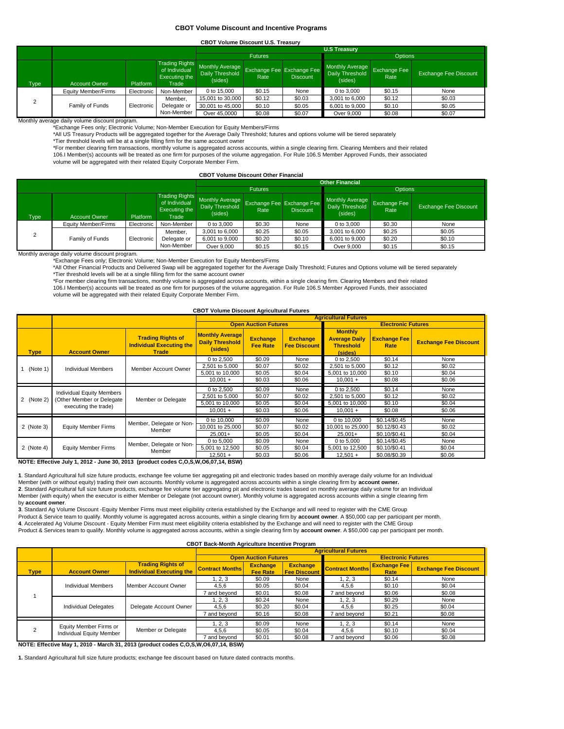# CBOT Volume Discount and Incentive Programs

### CBOT Volume Discount U.S. Treasury

| | | | | U.S Treasury | | | | | |
|---|---|---|---|---|---|---|---|---|---|
| | | | | Futures | | | Options | | |
| Type | Account Owner | Platform | Trading Rights of Individual Executing the Trade | Monthly Average Daily Threshold (sides) | Exchange Fee Rate | Exchange Fee Discount | Monthly Average Daily Threshold (sides) | Exchange Fee Rate | Exchange Fee Discount |
| 2 | Equity Member/Firms | Electronic | Non-Member | 0 to 15,000 | $0.15 | None | 0 to 3,000 | $0.15 | None |
| | Family of Funds | Electronic | Member, Delegate or Non-Member | 15,001 to 30,000 | $0.12 | $0.03 | 3,001 to 6,000 | $0.12 | $0.03 |
| | | | | 30,001 to 45,000 | $0.10 | $0.05 | 6,001 to 9,000 | $0.10 | $0.05 |
| | | | | Over 45,0000 | $0.08 | $0.07 | Over 9,000 | $0.08 | $0.07 |

Monthly average daily volume discount program.

*Exchange Fees only; Electronic Volume; Non-Member Execution for Equity Members/Firms

*All US Treasury Products will be aggregated together for the Average Daily Threshold; futures and options volume will be tiered separately

*Tier threshold levels will be at a single filling firm for the same account owner

*For member clearing firm transactions, monthly volume is aggregated across accounts, within a single clearing firm. Clearing Members and their related 106.I Member(s) accounts will be treated as one firm for purposes of the volume aggregation. For Rule 106.S Member Approved Funds, their associated volume will be aggregated with their related Equity Corporate Member Firm.

### CBOT Volume Discount Other Financial

| | | | | Other Financial | | | | | |
|---|---|---|---|---|---|---|---|---|---|
| | | | | Futures | | | Options | | |
| Type | Account Owner | Platform | Trading Rights of Individual Executing the Trade | Monthly Average Daily Threshold (sides) | Exchange Fee Rate | Exchange Fee Discount | Monthly Average Daily Threshold (sides) | Exchange Fee Rate | Exchange Fee Discount |
| 2 | Equity Member/Firms | Electronic | Non-Member | 0 to 3,000 | $0.30 | None | 0 to 3,000 | $0.30 | None |
| | Family of Funds | Electronic | Member, Delegate or Non-Member | 3,001 to 6,000 | $0.25 | $0.05 | 3,001 to 6,000 | $0.25 | $0.05 |
| | | | | 6,001 to 9,000 | $0.20 | $0.10 | 6,001 to 9,000 | $0.20 | $0.10 |
| | | | | Over 9,000 | $0.15 | $0.15 | Over 9,000 | $0.15 | $0.15 |

Monthly average daily volume discount program.

*Exchange Fees only; Electronic Volume; Non-Member Execution for Equity Members/Firms

*All Other Financial Products and Delivered Swap will be aggregated together for the Average Daily Threshold; Futures and Options volume will be tiered separately

*Tier threshold levels will be at a single filling firm for the same account owner

*For member clearing firm transactions, monthly volume is aggregated across accounts, within a single clearing firm. Clearing Members and their related 106.I Member(s) accounts will be treated as one firm for purposes of the volume aggregation. For Rule 106.S Member Approved Funds, their associated volume will be aggregated with their related Equity Corporate Member Firm.

### CBOT Volume Discount Agricultural Futures

| | | | Agricultural Futures | | | | | |
|---|---|---|---|---|---|---|---|---|
| | | | Open Auction Futures | | | Electronic Futures | | |
| Type | Account Owner | Trading Rights of Individual Executing the Trade | Monthly Average Daily Threshold (sides) | Exchange Fee Rate | Exchange Fee Discount | Monthly Average Daily Threshold (sides) | Exchange Fee Rate | Exchange Fee Discount |
| 1 (Note 1) | Individual Members | Member Account Owner | 0 to 2,500 | $0.09 | None | 0 to 2,500 | $0.14 | None |
| | | | 2,501 to 5,000 | $0.07 | $0.02 | 2,501 to 5,000 | $0.12 | $0.02 |
| | | | 5,001 to 10,000 | $0.05 | $0.04 | 5,001 to 10,000 | $0.10 | $0.04 |
| | | | 10,001 + | $0.03 | $0.06 | 10,001 + | $0.08 | $0.06 |
| 2 (Note 2) | Individual Equity Members (Other Member or Delegate executing the trade) | Member or Delegate | 0 to 2,500 | $0.09 | None | 0 to 2,500 | $0.14 | None |
| | | | 2,501 to 5,000 | $0.07 | $0.02 | 2,501 to 5,000 | $0.12 | $0.02 |
| | | | 5,001 to 10,000 | $0.05 | $0.04 | 5,001 to 10,000 | $0.10 | $0.04 |
| | | | 10,001 + | $0.03 | $0.06 | 10,001 + | $0.08 | $0.06 |
| 2 (Note 3) | Equity Member Firms | Member, Delegate or Non-Member | 0 to 10,000 | $0.09 | None | 0 to 10,000 | $0.14/$0.45 | None |
| | | | 10,001 to 25,000 | $0.07 | $0.02 | 10,001 to 25,000 | $0.12/$0.43 | $0.02 |
| | | | 25,001+ | $0.05 | $0.04 | 25,001+ | $0.10/$0.41 | $0.04 |
| 2 (Note 4) | Equity Member Firms | Member, Delegate or Non-Member | 0 to 5,000 | $0.09 | None | 0 to 5,000 | $0.14/$0.45 | None |
| | | | 5,001 to 12,500 | $0.05 | $0.04 | 5,001 to 12,500 | $0.10/$0.41 | $0.04 |
| | | | 12,501 + | $0.03 | $0.06 | 12,501 + | $0.08/$0.39 | $0.06 |

**NOTE: Effective July 1, 2012 - June 30, 2013 (product codes C,O,S,W,O6,07,14, BSW)**

**1**. Standard Agricultural full size future products, exchange fee volume tier aggregating pit and electronic trades based on monthly average daily volume for an Individual Member (with or without equity) trading their own accounts. Monthly volume is aggregated across accounts within a single clearing firm by **account owner.**

**2**. Standard Agricultural full size future products, exchange fee volume tier aggregating pit and electronic trades based on monthly average daily volume for an Individual Member (with equity) when the executor is either Member or Delegate (not account owner). Monthly volume is aggregated across accounts within a single clearing firm by **account owner**.

**3**. Standard Ag Volume Discount -Equity Member Firms must meet eligibility criteria established by the Exchange and will need to register with the CME Group Product & Service team to qualify. Monthly volume is aggregated across accounts, within a single clearing firm by **account owner**. A $50,000 cap per participant per month.

**4**. Accelerated Ag Volume Discount - Equity Member Firm must meet eligibility criteria established by the Exchange and will need to register with the CME Group Product & Services team to qualify. Monthly volume is aggregated across accounts, within a single clearing firm by **account owner**. A $50,000 cap per participant per month.

### CBOT Back-Month Agriculture Incentive Program

| | | | Agricultural Futures | | | | | |
|---|---|---|---|---|---|---|---|---|
| | | | Open Auction Futures | | | Electronic Futures | | |
| Type | Account Owner | Trading Rights of Individual Executing the | Contract Months | Exchange Fee Rate | Exchange Fee Discount | Contract Months | Exchange Fee Rate | Exchange Fee Discount |
| 1 | Individual Members | Member Account Owner | 1, 2, 3 | $0.09 | None | 1, 2, 3 | $0.14 | None |
| | | | 4,5,6 | $0.05 | $0.04 | 4,5,6 | $0.10 | $0.04 |
| | | | 7 and beyond | $0.01 | $0.08 | 7 and beyond | $0.06 | $0.08 |
| | Individual Delegates | Delegate Account Owner | 1, 2, 3 | $0.24 | None | 1, 2, 3 | $0.29 | None |
| | | | 4,5,6 | $0.20 | $0.04 | 4,5,6 | $0.25 | $0.04 |
| | | | 7 and beyond | $0.16 | $0.08 | 7 and beyond | $0.21 | $0.08 |
| 2 | Equity Member Firms or Individual Equity Member | Member or Delegate | 1, 2, 3 | $0.09 | None | 1, 2, 3 | $0.14 | None |
| | | | 4,5,6 | $0.05 | $0.04 | 4,5,6 | $0.10 | $0.04 |
| | | | 7 and beyond | $0.01 | $0.08 | 7 and beyond | $0.06 | $0.08 |

**NOTE: Effective May 1, 2010 - March 31, 2013 (product codes C,O,S,W,O6,07,14, BSW)**

**1.** Standard Agricultural full size future products; exchange fee discount based on future dated contracts months.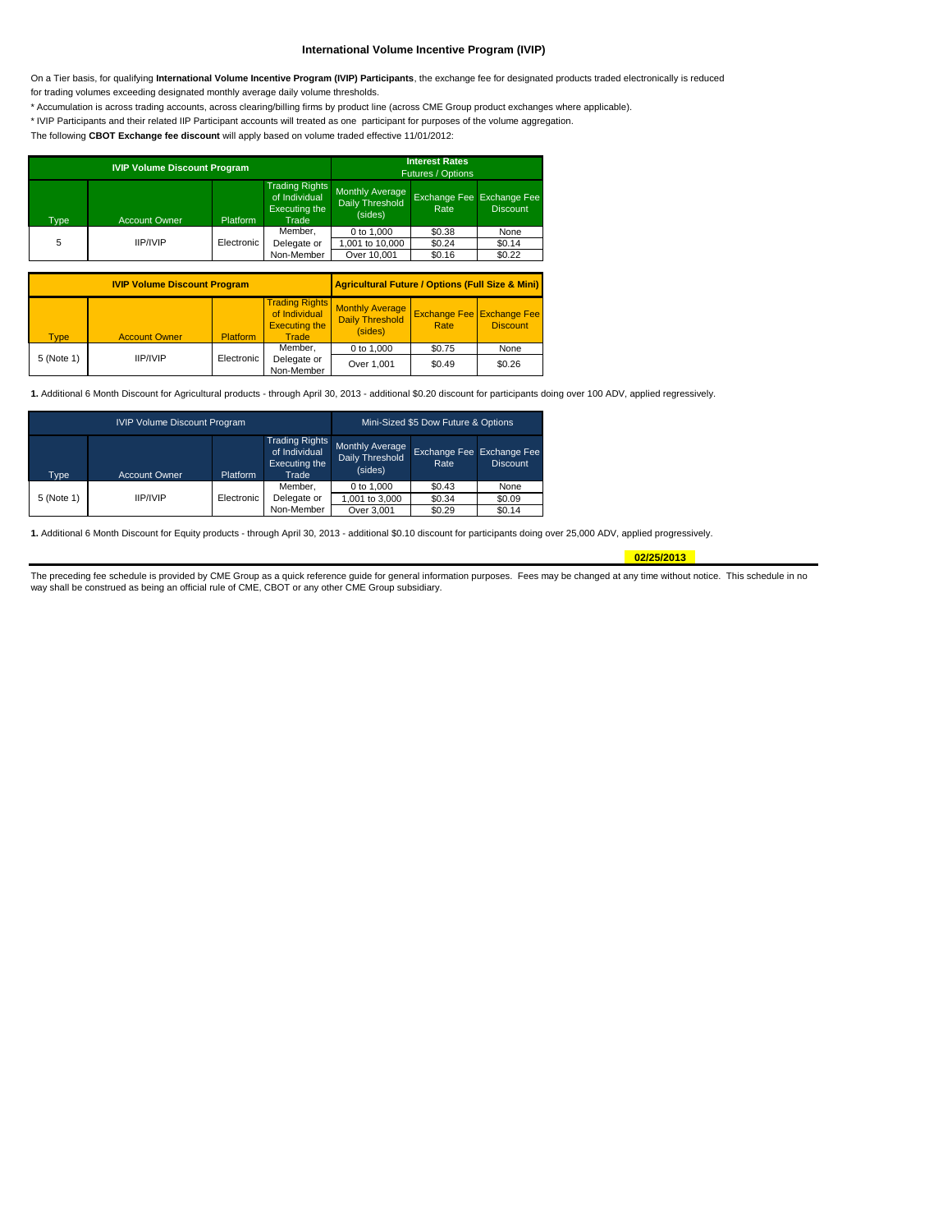## International Volume Incentive Program (IVIP)

On a Tier basis, for qualifying **International Volume Incentive Program (IVIP) Participants**, the exchange fee for designated products traded electronically is reduced for trading volumes exceeding designated monthly average daily volume thresholds.

* Accumulation is across trading accounts, across clearing/billing firms by product line (across CME Group product exchanges where applicable).

* IVIP Participants and their related IIP Participant accounts will treated as one participant for purposes of the volume aggregation.

The following **CBOT Exchange fee discount** will apply based on volume traded effective 11/01/2012:

| IVIP Volume Discount Program | | | | Interest Rates Futures / Options | | |
|---|---|---|---|---|---|---|
| Type | Account Owner | Platform | Trading Rights of Individual Executing the Trade | Monthly Average Daily Threshold (sides) | Exchange Fee Rate | Exchange Fee Discount |
| 5 | IIP/IVIP | Electronic | Member, Delegate or Non-Member | 0 to 1,000 | $0.38 | None |
| | | | | 1,001 to 10,000 | $0.24 | $0.14 |
| | | | | Over 10,001 | $0.16 | $0.22 |

| IVIP Volume Discount Program | | | | Agricultural Future / Options (Full Size & Mini) | | |
|---|---|---|---|---|---|---|
| Type | Account Owner | Platform | Trading Rights of Individual Executing the Trade | Monthly Average Daily Threshold (sides) | Exchange Fee Rate | Exchange Fee Discount |
| 5 (Note 1) | IIP/IVIP | Electronic | Member, Delegate or Non-Member | 0 to 1,000 | $0.75 | None |
| | | | | Over 1,001 | $0.49 | $0.26 |

**1.** Additional 6 Month Discount for Agricultural products - through April 30, 2013 - additional $0.20 discount for participants doing over 100 ADV, applied regressively.

| IVIP Volume Discount Program | | | | Mini-Sized $5 Dow Future & Options | | |
|---|---|---|---|---|---|---|
| Type | Account Owner | Platform | Trading Rights of Individual Executing the Trade | Monthly Average Daily Threshold (sides) | Exchange Fee Rate | Exchange Fee Discount |
| 5 (Note 1) | IIP/IVIP | Electronic | Member, Delegate or Non-Member | 0 to 1,000 | $0.43 | None |
| | | | | 1,001 to 3,000 | $0.34 | $0.09 |
| | | | | Over 3,001 | $0.29 | $0.14 |

**1.** Additional 6 Month Discount for Equity products - through April 30, 2013 - additional $0.10 discount for participants doing over 25,000 ADV, applied progressively.

**02/25/2013**

The preceding fee schedule is provided by CME Group as a quick reference guide for general information purposes. Fees may be changed at any time without notice. This schedule in no way shall be construed as being an official rule of CME, CBOT or any other CME Group subsidiary.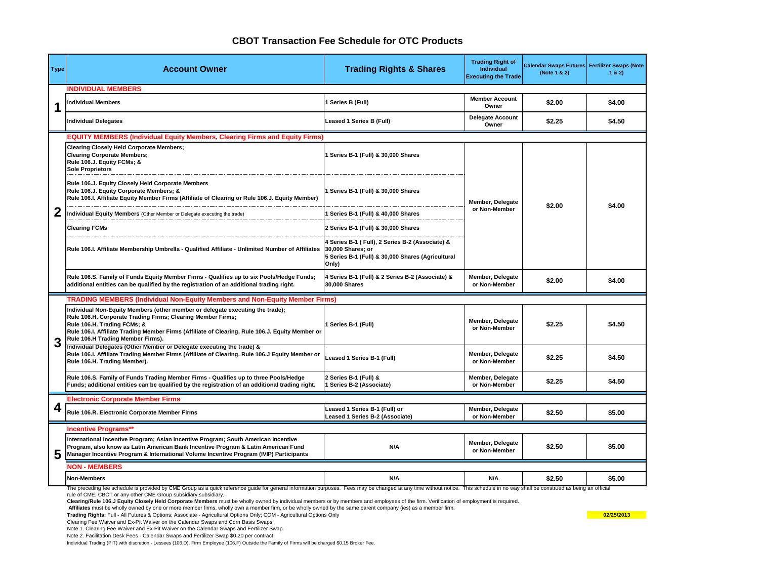# CBOT Transaction Fee Schedule for OTC Products

| Type | Account Owner | Trading Rights & Shares | Trading Right of Individual Executing the Trade | Calendar Swaps Futures (Note 1 & 2) | Fertilizer Swaps (Note 1 & 2) |
|---|---|---|---|---|---|
| 1 | **INDIVIDUAL MEMBERS** | | | | |
| | Individual Members | 1 Series B (Full) | Member Account Owner | $2.00 | $4.00 |
| | Individual Delegates | Leased 1 Series B (Full) | Delegate Account Owner | $2.25 | $4.50 |
| 2 | **EQUITY MEMBERS (Individual Equity Members, Clearing Firms and Equity Firms)** | | | | |
| | Clearing Closely Held Corporate Members; Clearing Corporate Members; Rule 106.J. Equity FCMs; & Sole Proprietors | 1 Series B-1 (Full) & 30,000 Shares | Member, Delegate or Non-Member | $2.00 | $4.00 |
| | Rule 106.J. Equity Closely Held Corporate Members Rule 106.J. Equity Corporate Members; & Rule 106.I. Affiliate Equity Member Firms (Affiliate of Clearing or Rule 106.J. Equity Member) | 1 Series B-1 (Full) & 30,000 Shares | | | |
| | Individual Equity Members (Other Member or Delegate executing the trade) | 1 Series B-1 (Full) & 40,000 Shares | | | |
| | Clearing FCMs | 2 Series B-1 (Full) & 30,000 Shares | | | |
| | Rule 106.I. Affiliate Membership Umbrella - Qualified Affiliate - Unlimited Number of Affiliates | 4 Series B-1 ( Full), 2 Series B-2 (Associate) & 30,000 Shares; or 5 Series B-1 (Full) & 30,000 Shares (Agricultural Only) | | | |
| | Rule 106.S. Family of Funds Equity Member Firms - Qualifies up to six Pools/Hedge Funds; additional entities can be qualified by the registration of an additional trading right. | 4 Series B-1 (Full) & 2 Series B-2 (Associate) & 30,000 Shares | Member, Delegate or Non-Member | $2.00 | $4.00 |
| 3 | **TRADING MEMBERS (Individual Non-Equity Members and Non-Equity Member Firms)** | | | | |
| | Individual Non-Equity Members (other member or delegate executing the trade); Rule 106.H. Corporate Trading Firms; Clearing Member Firms; Rule 106.H. Trading FCMs; & Rule 106.I. Affiliate Trading Member Firms (Affiliate of Clearing, Rule 106.J. Equity Member or Rule 106.H Trading Member Firms). | 1 Series B-1 (Full) | Member, Delegate or Non-Member | $2.25 | $4.50 |
| | Individual Delegates (Other Member or Delegate executing the trade) & Rule 106.I. Affiliate Trading Member Firms (Affiliate of Clearing. Rule 106.J Equity Member or Rule 106.H. Trading Member). | Leased 1 Series B-1 (Full) | Member, Delegate or Non-Member | $2.25 | $4.50 |
| | Rule 106.S. Family of Funds Trading Member Firms - Qualifies up to three Pools/Hedge Funds; additional entities can be qualified by the registration of an additional trading right. | 2 Series B-1 (Full) & 1 Series B-2 (Associate) | Member, Delegate or Non-Member | $2.25 | $4.50 |
| 4 | **Electronic Corporate Member Firms** | | | | |
| | Rule 106.R. Electronic Corporate Member Firms | Leased 1 Series B-1 (Full) or Leased 1 Series B-2 (Associate) | Member, Delegate or Non-Member | $2.50 | $5.00 |
| 5 | **Incentive Programs\*\*** | | | | |
| | International Incentive Program; Asian Incentive Program; South American Incentive Program, also know as Latin American Bank Incentive Program & Latin American Fund Manager Incentive Program & International Volume Incentive Program (IVIP) Participants | N/A | Member, Delegate or Non-Member | $2.50 | $5.00 |
| | **NON - MEMBERS** | | | | |
| | Non-Members | N/A | N/A | $2.50 | $5.00 |

The preceding fee schedule is provided by CME Group as a quick reference guide for general information purposes. Fees may be changed at any time without notice. This schedule in no way shall be construed as being an official rule of CME, CBOT or any other CME Group subsidiary.subsidiary.

**Clearing/Rule 106.J Equity Closely Held Corporate Members** must be wholly owned by individual members or by members and employees of the firm. Verification of employment is required.

**Affiliates** must be wholly owned by one or more member firms, wholly own a member firm, or be wholly owned by the same parent company (ies) as a member firm.

**Trading Rights:** Full - All Futures & Options; Associate - Agricultural Options Only; COM - Agricultural Options Only

02/25/2013

Clearing Fee Waiver and Ex-Pit Waiver on the Calendar Swaps and Corn Basis Swaps.

Note 1. Clearing Fee Waiver and Ex-Pit Waiver on the Calendar Swaps and Fertilizer Swap.

Note 2. Facilitation Desk Fees - Calendar Swaps and Fertilizer Swap $0.20 per contract.

Individual Trading (PIT) with discretion - Lessees (106.D), Firm Employee (106.F) Outside the Family of Firms will be charged $0.15 Broker Fee.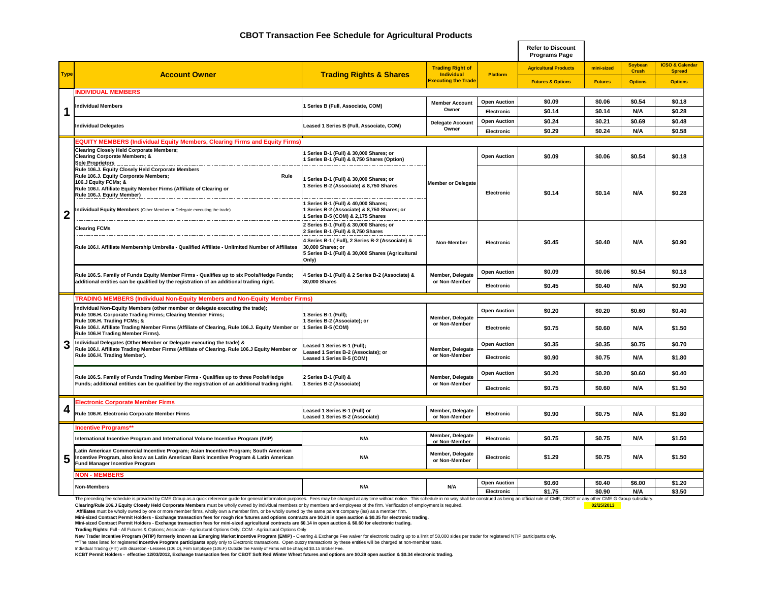# CBOT Transaction Fee Schedule for Agricultural Products

| Type | Account Owner | Trading Rights & Shares | Trading Right of Individual Executing the Trade | Platform | Agricultural Products Futures & Options | mini-sized Futures | Soybean Crush Options | ICSO & Calendar Spread Options |
|---|---|---|---|---|---|---|---|---|
| | | | | | Refer to Discount Programs Page | | | |
| **1** | **INDIVIDUAL MEMBERS** | | | | | | | |
| | Individual Members | 1 Series B (Full, Associate, COM) | Member Account Owner | Open Auction | $0.09 | $0.06 | $0.54 | $0.18 |
| | | | | Electronic | $0.14 | $0.14 | N/A | $0.28 |
| | Individual Delegates | Leased 1 Series B (Full, Associate, COM) | Delegate Account Owner | Open Auction | $0.24 | $0.21 | $0.69 | $0.48 |
| | | | | Electronic | $0.29 | $0.24 | N/A | $0.58 |
| **2** | **EQUITY MEMBERS (Individual Equity Members, Clearing Firms and Equity Firms)** | | | | | | | |
| | Clearing Closely Held Corporate Members; Clearing Corporate Members; & Sole Proprietors | 1 Series B-1 (Full) & 30,000 Shares; or 1 Series B-1 (Full) & 8,750 Shares (Option) | Member or Delegate | Open Auction | $0.09 | $0.06 | $0.54 | $0.18 |
| | Rule 106.J. Equity Closely Held Corporate Members; Rule 106.J. Equity Corporate Members; Rule 106.J Equity FCMs; & Rule 106.I. Affiliate Equity Member Firms (Affiliate of Clearing or Rule 106.J. Equity Member) | 1 Series B-1 (Full) & 30,000 Shares; or 1 Series B-2 (Associate) & 8,750 Shares | Member or Delegate | Electronic | $0.14 | $0.14 | N/A | $0.28 |
| | Individual Equity Members (Other Member or Delegate executing the trade) | 1 Series B-1 (Full) & 40,000 Shares; 1 Series B-2 (Associate) & 8,750 Shares; or 1 Series B-5 (COM) & 2,175 Shares | Member or Delegate | Electronic | $0.14 | $0.14 | N/A | $0.28 |
| | Clearing FCMs | 2 Series B-1 (Full) & 30,000 Shares; or 2 Series B-1 (Full) & 8,750 Shares | Non-Member | Electronic | $0.45 | $0.40 | N/A | $0.90 |
| | Rule 106.I. Affiliate Membership Umbrella - Qualified Affiliate - Unlimited Number of Affiliates | 4 Series B-1 ( Full), 2 Series B-2 (Associate) & 30,000 Shares; or 5 Series B-1 (Full) & 30,000 Shares (Agricultural Only) | Non-Member | Electronic | $0.45 | $0.40 | N/A | $0.90 |
| | Rule 106.S. Family of Funds Equity Member Firms - Qualifies up to six Pools/Hedge Funds; additional entities can be qualified by the registration of an additional trading right. | 4 Series B-1 (Full) & 2 Series B-2 (Associate) & 30,000 Shares | Member, Delegate or Non-Member | Open Auction | $0.09 | $0.06 | $0.54 | $0.18 |
| | | | | Electronic | $0.45 | $0.40 | N/A | $0.90 |
| **3** | **TRADING MEMBERS (Individual Non-Equity Members and Non-Equity Member Firms)** | | | | | | | |
| | Individual Non-Equity Members (other member or delegate executing the trade); Rule 106.H. Corporate Trading Firms; Clearing Member Firms; Rule 106.H. Trading FCMs; & Rule 106.I. Affiliate Trading Member Firms (Affiliate of Clearing, Rule 106.J. Equity Member or Rule 106.H Trading Member Firms). | 1 Series B-1 (Full); 1 Series B-2 (Associate); or 1 Series B-5 (COM) | Member, Delegate or Non-Member | Open Auction | $0.20 | $0.20 | $0.60 | $0.40 |
| | | | | Electronic | $0.75 | $0.60 | N/A | $1.50 |
| | Individual Delegates (Other Member or Delegate executing the trade) & Rule 106.I. Affiliate Trading Member Firms (Affiliate of Clearing. Rule 106.J Equity Member or Rule 106.H. Trading Member). | Leased 1 Series B-1 (Full); Leased 1 Series B-2 (Associate); or Leased 1 Series B-5 (COM) | Member, Delegate or Non-Member | Open Auction | $0.35 | $0.35 | $0.75 | $0.70 |
| | | | | Electronic | $0.90 | $0.75 | N/A | $1.80 |
| | Rule 106.S. Family of Funds Trading Member Firms - Qualifies up to three Pools/Hedge Funds; additional entities can be qualified by the registration of an additional trading right. | 2 Series B-1 (Full) & 1 Series B-2 (Associate) | Member, Delegate or Non-Member | Open Auction | $0.20 | $0.20 | $0.60 | $0.40 |
| | | | | Electronic | $0.75 | $0.60 | N/A | $1.50 |
| **4** | **Electronic Corporate Member Firms** | | | | | | | |
| | Rule 106.R. Electronic Corporate Member Firms | Leased 1 Series B-1 (Full) or Leased 1 Series B-2 (Associate) | Member, Delegate or Non-Member | Electronic | $0.90 | $0.75 | N/A | $1.80 |
| **5** | **Incentive Programs**** | | | | | | | |
| | International Incentive Program and International Volume Incentive Program (IVIP) | N/A | Member, Delegate or Non-Member | Electronic | $0.75 | $0.75 | N/A | $1.50 |
| | Latin American Commercial Incentive Program; Asian Incentive Program; South American Incentive Program, also know as Latin American Bank Incentive Program & Latin American Fund Manager Incentive Program | N/A | Member, Delegate or Non-Member | Electronic | $1.29 | $0.75 | N/A | $1.50 |
| | **NON - MEMBERS** | | | | | | | |
| | Non-Members | N/A | N/A | Open Auction | $0.60 | $0.40 | $6.00 | $1.20 |
| | | | | Electronic | $1.75 | $0.90 | N/A | $3.50 |

The preceding fee schedule is provided by CME Group as a quick reference guide for general information purposes. Fees may be changed at any time without notice. This schedule in no way shall be construed as being an official rule of CME, CBOT or any other CME G Group subsidiary.

02/25/2013

**Clearing/Rule 106.J Equity Closely Held Corporate Members** must be wholly owned by individual members or by members and employees of the firm. Verification of employment is required.

**Affiliates** must be wholly owned by one or more member firms, wholly own a member firm, or be wholly owned by the same parent company (ies) as a member firm.

**Mini-sized Contract Permit Holders - Exchange transaction fees for rough rice futures and options contracts are $0.24 in open auction & $0.35 for electronic trading.**

**Mini-sized Contract Permit Holders - Exchange transaction fees for mini-sized agricultural contracts are $0.14 in open auction & $0.60 for electronic trading.**

**Trading Rights:** Full - All Futures & Options; Associate - Agricultural Options Only; COM - Agricultural Options Only

**New Trader Incentive Program (NTIP) formerly known as Emerging Market Incentive Program (EMIP) -** Clearing & Exchange Fee waiver for electronic trading up to a limit of 50,000 sides per trader for registered NTIP participants only.

**The rates listed for registered **Incentive Program participants** apply only to Electronic transactions. Open outcry transactions by these entities will be charged at non-member rates.

Individual Trading (PIT) with discretion - Lessees (106.D), Firm Employee (106.F) Outside the Family of Firms will be charged $0.15 Broker Fee.

**KCBT Permit Holders - effective 12/03/2012, Exchange transaction fees for CBOT Soft Red Winter Wheat futures and options are $0.29 open auction & $0.34 electronic trading.**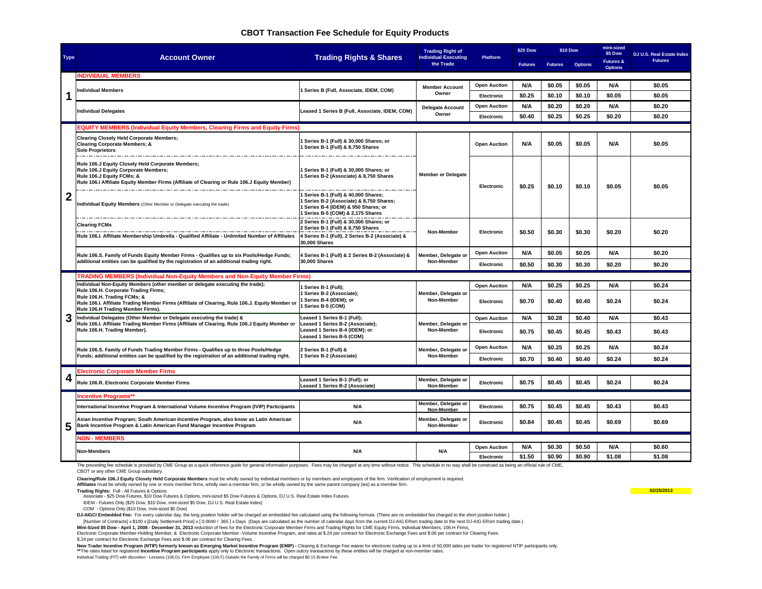# CBOT Transaction Fee Schedule for Equity Products

| Type | Account Owner | Trading Rights & Shares | Trading Right of Individual Executing the Trade | Platform | $25 Dow Futures | $10 Dow Futures | $10 Dow Options | mini-sized $5 Dow Futures & Options | DJ U.S. Real Estate Index Futures |
|---|---|---|---|---|---|---|---|---|---|
| | **INDIVIDUAL MEMBERS** | | | | | | | | |
| 1 | Individual Members | 1 Series B (Full, Associate, IDEM, COM) | Member Account Owner | Open Auction | N/A | $0.05 | $0.05 | N/A | $0.05 |
| | | | | Electronic | $0.25 | $0.10 | $0.10 | $0.05 | $0.05 |
| | Individual Delegates | Leased 1 Series B (Full, Associate, IDEM, COM) | Delegate Account Owner | Open Auction | N/A | $0.20 | $0.20 | N/A | $0.20 |
| | | | | Electronic | $0.40 | $0.25 | $0.25 | $0.20 | $0.20 |
| | **EQUITY MEMBERS (Individual Equity Members, Clearing Firms and Equity Firms)** | | | | | | | | |
| 2 | Clearing Closely Held Corporate Members; Clearing Corporate Members; & Sole Proprietors | 1 Series B-1 (Full) & 30,000 Shares; or 1 Series B-1 (Full) & 8,750 Shares | Member or Delegate | Open Auction | N/A | $0.05 | $0.05 | N/A | $0.05 |
| | Rule 106.J Equity Closely Held Corporate Members; Rule 106.J Equity Corporate Members; Rule 106.J Equity FCMs; & Rule 106.I Affiliate Equity Member Firms (Affiliate of Clearing or Rule 106.J Equity Member) | 1 Series B-1 (Full) & 30,000 Shares; or 1 Series B-2 (Associate) & 8,750 Shares | Member or Delegate | Electronic | $0.25 | $0.10 | $0.10 | $0.05 | $0.05 |
| | Individual Equity Members (Other Member or Delegate executing the trade) | 1 Series B-1 (Full) & 40,000 Shares; 1 Series B-2 (Associate) & 8,750 Shares; 1 Series B-4 (IDEM) & 950 Shares; or 1 Series B-5 (COM) & 2,175 Shares | Member or Delegate | Electronic | $0.25 | $0.10 | $0.10 | $0.05 | $0.05 |
| | Clearing FCMs | 2 Series B-1 (Full) & 30,000 Shares; or 2 Series B-1 (Full) & 8,750 Shares | Non-Member | Electronic | $0.50 | $0.30 | $0.30 | $0.20 | $0.20 |
| | Rule 106.I. Affiliate Membership Umbrella - Qualified Affiliate - Unlimited Number of Affiliates | 4 Series B-1 (Full), 2 Series B-2 (Associate) & 30,000 Shares | Non-Member | Electronic | $0.50 | $0.30 | $0.30 | $0.20 | $0.20 |
| | Rule 106.S. Family of Funds Equity Member Firms - Qualifies up to six Pools/Hedge Funds; additional entities can be qualified by the registration of an additional trading right. | 4 Series B-1 (Full) & 2 Series B-2 (Associate) & 30,000 Shares | Member, Delegate or Non-Member | Open Auction | N/A | $0.05 | $0.05 | N/A | $0.20 |
| | | | | Electronic | $0.50 | $0.30 | $0.30 | $0.20 | $0.20 |
| | **TRADING MEMBERS (Individual Non-Equity Members and Non-Equity Member Firms)** | | | | | | | | |
| 3 | Individual Non-Equity Members (other member or delegate executing the trade); Rule 106.H. Corporate Trading Firms; Rule 106.H. Trading FCMs; & Rule 106.I. Affiliate Trading Member Firms (Affiliate of Clearing, Rule 106.J. Equity Member or Rule 106.H Trading Member Firms). | 1 Series B-1 (Full); 1 Series B-2 (Associate); 1 Series B-4 (IDEM); or 1 Series B-5 (COM) | Member, Delegate or Non-Member | Open Auction | N/A | $0.25 | $0.25 | N/A | $0.24 |
| | | | | Electronic | $0.70 | $0.40 | $0.40 | $0.24 | $0.24 |
| | Individual Delegates (Other Member or Delegate executing the trade) & Rule 106.I. Affiliate Trading Member Firms (Affiliate of Clearing. Rule 106.J Equity Member or Rule 106.H. Trading Member). | Leased 1 Series B-1 (Full); Leased 1 Series B-2 (Associate); Leased 1 Series B-4 (IDEM); or Leased 1 Series B-5 (COM) | Member, Delegate or Non-Member | Open Auction | N/A | $0.28 | $0.40 | N/A | $0.43 |
| | | | | Electronic | $0.75 | $0.45 | $0.45 | $0.43 | $0.43 |
| | Rule 106.S. Family of Funds Trading Member Firms - Qualifies up to three Pools/Hedge Funds; additional entities can be qualified by the registration of an additional trading right. | 2 Series B-1 (Full) & 1 Series B-2 (Associate) | Member, Delegate or Non-Member | Open Auction | N/A | $0.25 | $0.25 | N/A | $0.24 |
| | | | | Electronic | $0.70 | $0.40 | $0.40 | $0.24 | $0.24 |
| | **Electronic Corporate Member Firms** | | | | | | | | |
| 4 | Rule 106.R. Electronic Corporate Member Firms | Leased 1 Series B-1 (Full); or Leased 1 Series B-2 (Associate) | Member, Delegate or Non-Member | Electronic | $0.75 | $0.45 | $0.45 | $0.24 | $0.24 |
| | **Incentive Programs**** | | | | | | | | |
| 5 | International Incentive Program & International Volume Incentive Program (IVIP) Participants | N/A | Member, Delegate or Non-Member | Electronic | $0.75 | $0.45 | $0.45 | $0.43 | $0.43 |
| | Asian Incentive Program; South American Incentive Program, also know as Latin American Bank Incentive Program & Latin American Fund Manager Incentive Program | N/A | Member, Delegate or Non-Member | Electronic | $0.84 | $0.45 | $0.45 | $0.69 | $0.69 |
| | **NON - MEMBERS** | | | | | | | | |
| | Non-Members | N/A | N/A | Open Auction | N/A | $0.30 | $0.50 | N/A | $0.60 |
| | | | | Electronic | $1.50 | $0.90 | $0.90 | $1.08 | $1.08 |

The preceding fee schedule is provided by CME Group as a quick reference guide for general information purposes. Fees may be changed at any time without notice. This schedule in no way shall be construed as being an official rule of CME, CBOT or any other CME Group subsidiary.

**Clearing/Rule 106.J Equity Closely Held Corporate Members** must be wholly owned by individual members or by members and employees of the firm. Verification of employment is required.
**Affiliates** must be wholly owned by one or more member firms, wholly own a member firm, or be wholly owned by the same parent company (ies) as a member firm.

**Trading Rights:** Full - All Futures & Options
Associate - $25 Dow Futures, $10 Dow Futures & Options, mini-sized $5 Dow Futures & Options, DJ U.S. Real Estate Index Futures
IDEM - Futures Only ($25 Dow, $10 Dow, mini-sized $5 Dow, DJ U.S. Real Estate Index)
COM - Options Only ($10 Dow, mini-sized $5 Dow)

**DJ-AIGCI Embedded Fee:** For every calendar day, the long position holder will be charged an embedded fee calculated using the following formula: (There are no embedded fee charged to the short position holder.)
[Number of Contracts] x $100 x [Daily Settlement Price] x [ 0.0040 / 365 ] x Days (Days are calculated as the number of calendar days from the current DJ-AIG ERsm trading date to the next DJ-AIG ERsm trading date.)

**Mini-Sized $5 Dow - April 1, 2008 - December 31, 2013** reduction of fees for the Electronic Corporate Member Firms and Trading Rights for CME Equity Firms, Individual Members, 106.H Firms, Electronic Corporate Member-Holding Member, & Electronic Corporate Member -Volume Incentive Program, and rates at $.24 per contract for Electronic Exchange Fees and $.06 per contract for Clearing Fees.
$.24 per contract for Electronic Exchange Fees and $.06 per contract for Clearing Fees.

**New Trader Incentive Program (NTIP) formerly known as Emerging Market Incentive Program (EMIP) -** Clearing & Exchange Fee waiver for electronic trading up to a limit of 50,000 sides per trader for registered NTIP participants only.
******The rates listed for registered **Incentive Program participants** apply only to Electronic transactions. Open outcry transactions by these entities will be charged at non-member rates.
Individual Trading (PIT) with discretion - Lessees (106.D), Firm Employee (106.F) Outside the Family of Firms will be charged $0.15 Broker Fee.

02/25/2013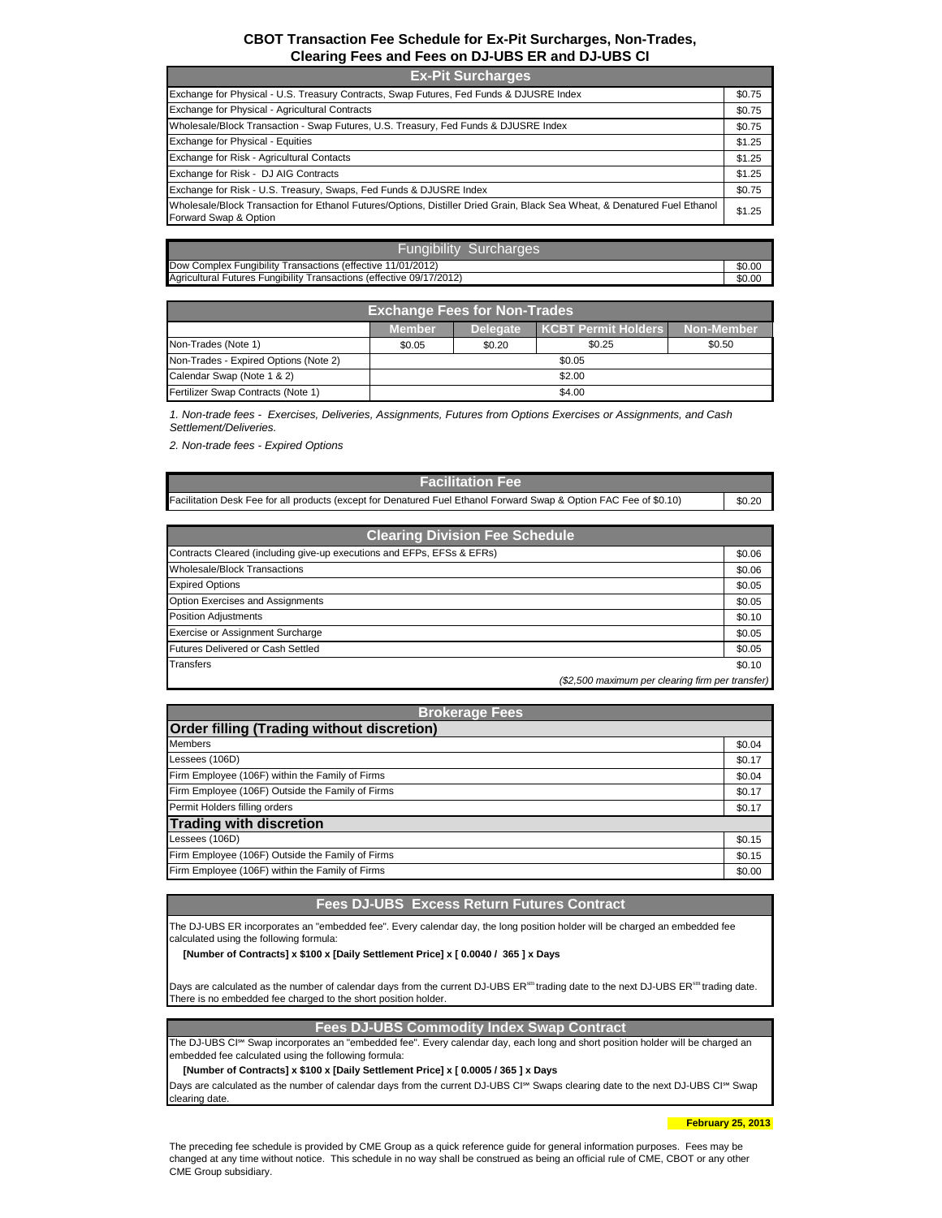# CBOT Transaction Fee Schedule for Ex-Pit Surcharges, Non-Trades, Clearing Fees and Fees on DJ-UBS ER and DJ-UBS CI

| Ex-Pit Surcharges | |
|---|---|
| Exchange for Physical - U.S. Treasury Contracts, Swap Futures, Fed Funds & DJUSRE Index | $0.75 |
| Exchange for Physical - Agricultural Contracts | $0.75 |
| Wholesale/Block Transaction - Swap Futures, U.S. Treasury, Fed Funds & DJUSRE Index | $0.75 |
| Exchange for Physical - Equities | $1.25 |
| Exchange for Risk - Agricultural Contacts | $1.25 |
| Exchange for Risk - DJ AIG Contracts | $1.25 |
| Exchange for Risk - U.S. Treasury, Swaps, Fed Funds & DJUSRE Index | $0.75 |
| Wholesale/Block Transaction for Ethanol Futures/Options, Distiller Dried Grain, Black Sea Wheat, & Denatured Fuel Ethanol Forward Swap & Option | $1.25 |

| Fungibility Surcharges | |
|---|---|
| Dow Complex Fungibility Transactions (effective 11/01/2012) | $0.00 |
| Agricultural Futures Fungibility Transactions (effective 09/17/2012) | $0.00 |

| Exchange Fees for Non-Trades | | | | |
|---|---|---|---|---|
| | Member | Delegate | KCBT Permit Holders | Non-Member |
| Non-Trades (Note 1) | $0.05 | $0.20 | $0.25 | $0.50 |
| Non-Trades - Expired Options (Note 2) | $0.05 | | | |
| Calendar Swap (Note 1 & 2) | $2.00 | | | |
| Fertilizer Swap Contracts (Note 1) | $4.00 | | | |

*1. Non-trade fees - Exercises, Deliveries, Assignments, Futures from Options Exercises or Assignments, and Cash Settlement/Deliveries.*

*2. Non-trade fees - Expired Options*

| Facilitation Fee | |
|---|---|
| Facilitation Desk Fee for all products (except for Denatured Fuel Ethanol Forward Swap & Option FAC Fee of $0.10) | $0.20 |

| Clearing Division Fee Schedule | |
|---|---|
| Contracts Cleared (including give-up executions and EFPs, EFSs & EFRs) | $0.06 |
| Wholesale/Block Transactions | $0.06 |
| Expired Options | $0.05 |
| Option Exercises and Assignments | $0.05 |
| Position Adjustments | $0.10 |
| Exercise or Assignment Surcharge | $0.05 |
| Futures Delivered or Cash Settled | $0.05 |
| Transfers | $0.10 |
| *($2,500 maximum per clearing firm per transfer)* | |

| Brokerage Fees | |
|---|---|
| **Order filling (Trading without discretion)** | |
| Members | $0.04 |
| Lessees (106D) | $0.17 |
| Firm Employee (106F) within the Family of Firms | $0.04 |
| Firm Employee (106F) Outside the Family of Firms | $0.17 |
| Permit Holders filling orders | $0.17 |
| **Trading with discretion** | |
| Lessees (106D) | $0.15 |
| Firm Employee (106F) Outside the Family of Firms | $0.15 |
| Firm Employee (106F) within the Family of Firms | $0.00 |

## Fees DJ-UBS Excess Return Futures Contract

The DJ-UBS ER incorporates an "embedded fee". Every calendar day, the long position holder will be charged an embedded fee calculated using the following formula:

**[Number of Contracts] x $100 x [Daily Settlement Price] x [ 0.0040 / 365 ] x Days**

Days are calculated as the number of calendar days from the current DJ-UBS ER℠ trading date to the next DJ-UBS ER℠ trading date. There is no embedded fee charged to the short position holder.

## Fees DJ-UBS Commodity Index Swap Contract

The DJ-UBS CI℠ Swap incorporates an "embedded fee". Every calendar day, each long and short position holder will be charged an embedded fee calculated using the following formula:

**[Number of Contracts] x $100 x [Daily Settlement Price] x [ 0.0005 / 365 ] x Days**

Days are calculated as the number of calendar days from the current DJ-UBS CI℠ Swaps clearing date to the next DJ-UBS CI℠ Swap clearing date.

**February 25, 2013**

The preceding fee schedule is provided by CME Group as a quick reference guide for general information purposes. Fees may be changed at any time without notice. This schedule in no way shall be construed as being an official rule of CME, CBOT or any other CME Group subsidiary.